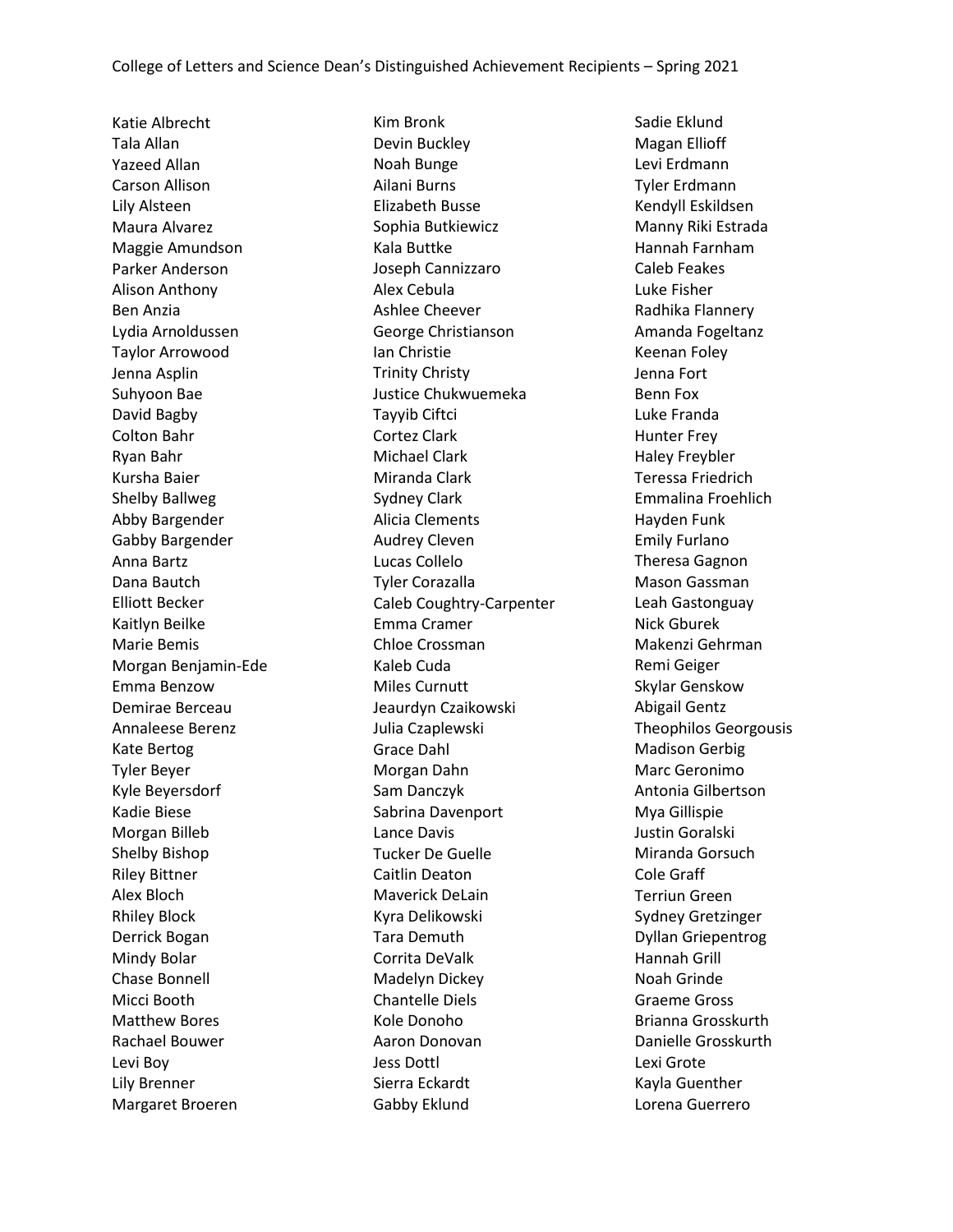# College of Letters and Science Dean's Distinguished Achievement Recipients – Spring 2021

Katie Albrecht
Tala Allan
Yazeed Allan
Carson Allison
Lily Alsteen
Maura Alvarez
Maggie Amundson
Parker Anderson
Alison Anthony
Ben Anzia
Lydia Arnoldussen
Taylor Arrowood
Jenna Asplin
Suhyoon Bae
David Bagby
Colton Bahr
Ryan Bahr
Kursha Baier
Shelby Ballweg
Abby Bargender
Gabby Bargender
Anna Bartz
Dana Bautch
Elliott Becker
Kaitlyn Beilke
Marie Bemis
Morgan Benjamin-Ede
Emma Benzow
Demirae Berceau
Annaleese Berenz
Kate Bertog
Tyler Beyer
Kyle Beyersdorf
Kadie Biese
Morgan Billeb
Shelby Bishop
Riley Bittner
Alex Bloch
Rhiley Block
Derrick Bogan
Mindy Bolar
Chase Bonnell
Micci Booth
Matthew Bores
Rachael Bouwer
Levi Boy
Lily Brenner
Margaret Broeren
Kim Bronk
Devin Buckley
Noah Bunge
Ailani Burns
Elizabeth Busse
Sophia Butkiewicz
Kala Buttke
Joseph Cannizzaro
Alex Cebula
Ashlee Cheever
George Christianson
Ian Christie
Trinity Christy
Justice Chukwuemeka
Tayyib Ciftci
Cortez Clark
Michael Clark
Miranda Clark
Sydney Clark
Alicia Clements
Audrey Cleven
Lucas Collelo
Tyler Corazalla
Caleb Coughtry-Carpenter
Emma Cramer
Chloe Crossman
Kaleb Cuda
Miles Curnutt
Jeaurdyn Czaikowski
Julia Czaplewski
Grace Dahl
Morgan Dahn
Sam Danczyk
Sabrina Davenport
Lance Davis
Tucker De Guelle
Caitlin Deaton
Maverick DeLain
Kyra Delikowski
Tara Demuth
Corrita DeValk
Madelyn Dickey
Chantelle Diels
Kole Donoho
Aaron Donovan
Jess Dottl
Sierra Eckardt
Gabby Eklund
Sadie Eklund
Magan Ellioff
Levi Erdmann
Tyler Erdmann
Kendyll Eskildsen
Manny Riki Estrada
Hannah Farnham
Caleb Feakes
Luke Fisher
Radhika Flannery
Amanda Fogeltanz
Keenan Foley
Jenna Fort
Benn Fox
Luke Franda
Hunter Frey
Haley Freybler
Teressa Friedrich
Emmalina Froehlich
Hayden Funk
Emily Furlano
Theresa Gagnon
Mason Gassman
Leah Gastonguay
Nick Gburek
Makenzi Gehrman
Remi Geiger
Skylar Genskow
Abigail Gentz
Theophilos Georgousis
Madison Gerbig
Marc Geronimo
Antonia Gilbertson
Mya Gillispie
Justin Goralski
Miranda Gorsuch
Cole Graff
Terriun Green
Sydney Gretzinger
Dyllan Griepentrog
Hannah Grill
Noah Grinde
Graeme Gross
Brianna Grosskurth
Danielle Grosskurth
Lexi Grote
Kayla Guenther
Lorena Guerrero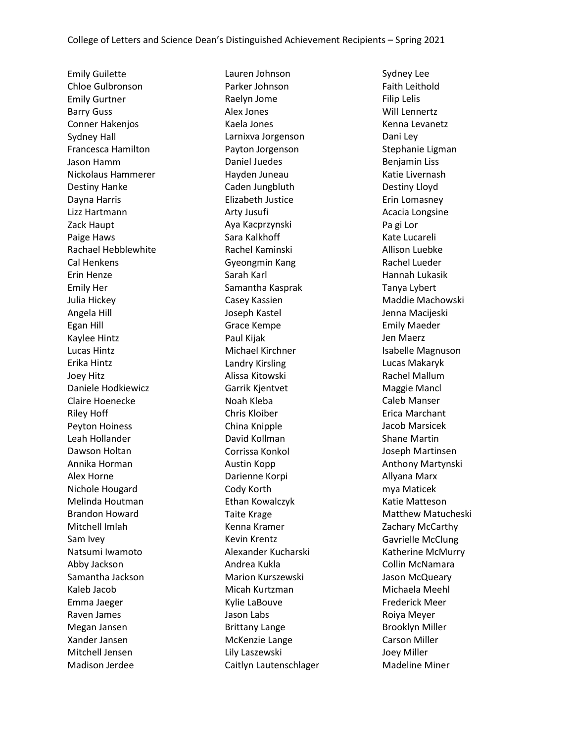Emily Guilette
Chloe Gulbronson
Emily Gurtner
Barry Guss
Conner Hakenjos
Sydney Hall
Francesca Hamilton
Jason Hamm
Nickolaus Hammerer
Destiny Hanke
Dayna Harris
Lizz Hartmann
Zack Haupt
Paige Haws
Rachael Hebblewhite
Cal Henkens
Erin Henze
Emily Her
Julia Hickey
Angela Hill
Egan Hill
Kaylee Hintz
Lucas Hintz
Erika Hintz
Joey Hitz
Daniele Hodkiewicz
Claire Hoenecke
Riley Hoff
Peyton Hoiness
Leah Hollander
Dawson Holtan
Annika Horman
Alex Horne
Nichole Hougard
Melinda Houtman
Brandon Howard
Mitchell Imlah
Sam Ivey
Natsumi Iwamoto
Abby Jackson
Samantha Jackson
Kaleb Jacob
Emma Jaeger
Raven James
Megan Jansen
Xander Jansen
Mitchell Jensen
Madison Jerdee
Lauren Johnson
Parker Johnson
Raelyn Jome
Alex Jones
Kaela Jones
Larnixva Jorgenson
Payton Jorgenson
Daniel Juedes
Hayden Juneau
Caden Jungbluth
Elizabeth Justice
Arty Jusufi
Aya Kacprzynski
Sara Kalkhoff
Rachel Kaminski
Gyeongmin Kang
Sarah Karl
Samantha Kasprak
Casey Kassien
Joseph Kastel
Grace Kempe
Paul Kijak
Michael Kirchner
Landry Kirsling
Alissa Kitowski
Garrik Kjentvet
Noah Kleba
Chris Kloiber
China Knipple
David Kollman
Corrissa Konkol
Austin Kopp
Darienne Korpi
Cody Korth
Ethan Kowalczyk
Taite Krage
Kenna Kramer
Kevin Krentz
Alexander Kucharski
Andrea Kukla
Marion Kurszewski
Micah Kurtzman
Kylie LaBouve
Jason Labs
Brittany Lange
McKenzie Lange
Lily Laszewski
Caitlyn Lautenschlager
Sydney Lee
Faith Leithold
Filip Lelis
Will Lennertz
Kenna Levanetz
Dani Ley
Stephanie Ligman
Benjamin Liss
Katie Livernash
Destiny Lloyd
Erin Lomasney
Acacia Longsine
Pa gi Lor
Kate Lucareli
Allison Luebke
Rachel Lueder
Hannah Lukasik
Tanya Lybert
Maddie Machowski
Jenna Macijeski
Emily Maeder
Jen Maerz
Isabelle Magnuson
Lucas Makaryk
Rachel Mallum
Maggie Mancl
Caleb Manser
Erica Marchant
Jacob Marsicek
Shane Martin
Joseph Martinsen
Anthony Martynski
Allyana Marx
mya Maticek
Katie Matteson
Matthew Matucheski
Zachary McCarthy
Gavrielle McClung
Katherine McMurry
Collin McNamara
Jason McQueary
Michaela Meehl
Frederick Meer
Roiya Meyer
Brooklyn Miller
Carson Miller
Joey Miller
Madeline Miner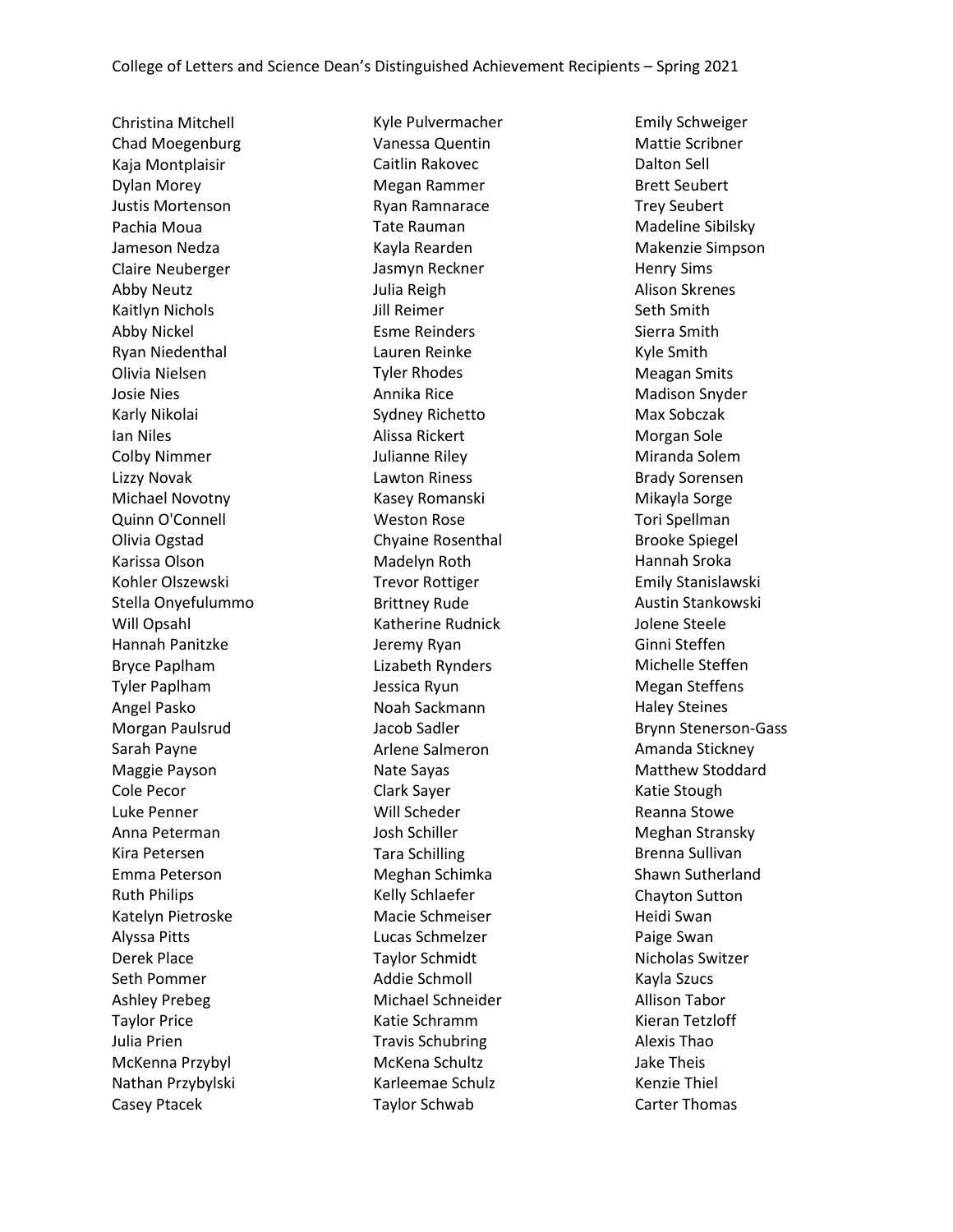Christina Mitchell
Chad Moegenburg
Kaja Montplaisir
Dylan Morey
Justis Mortenson
Pachia Moua
Jameson Nedza
Claire Neuberger
Abby Neutz
Kaitlyn Nichols
Abby Nickel
Ryan Niedenthal
Olivia Nielsen
Josie Nies
Karly Nikolai
Ian Niles
Colby Nimmer
Lizzy Novak
Michael Novotny
Quinn O'Connell
Olivia Ogstad
Karissa Olson
Kohler Olszewski
Stella Onyefulummo
Will Opsahl
Hannah Panitzke
Bryce Paplham
Tyler Paplham
Angel Pasko
Morgan Paulsrud
Sarah Payne
Maggie Payson
Cole Pecor
Luke Penner
Anna Peterman
Kira Petersen
Emma Peterson
Ruth Philips
Katelyn Pietroske
Alyssa Pitts
Derek Place
Seth Pommer
Ashley Prebeg
Taylor Price
Julia Prien
McKenna Przybyl
Nathan Przybylski
Casey Ptacek
Kyle Pulvermacher
Vanessa Quentin
Caitlin Rakovec
Megan Rammer
Ryan Ramnarace
Tate Rauman
Kayla Rearden
Jasmyn Reckner
Julia Reigh
Jill Reimer
Esme Reinders
Lauren Reinke
Tyler Rhodes
Annika Rice
Sydney Richetto
Alissa Rickert
Julianne Riley
Lawton Riness
Kasey Romanski
Weston Rose
Chyaine Rosenthal
Madelyn Roth
Trevor Rottiger
Brittney Rude
Katherine Rudnick
Jeremy Ryan
Lizabeth Rynders
Jessica Ryun
Noah Sackmann
Jacob Sadler
Arlene Salmeron
Nate Sayas
Clark Sayer
Will Scheder
Josh Schiller
Tara Schilling
Meghan Schimka
Kelly Schlaefer
Macie Schmeiser
Lucas Schmelzer
Taylor Schmidt
Addie Schmoll
Michael Schneider
Katie Schramm
Travis Schubring
McKena Schultz
Karleemae Schulz
Taylor Schwab
Emily Schweiger
Mattie Scribner
Dalton Sell
Brett Seubert
Trey Seubert
Madeline Sibilsky
Makenzie Simpson
Henry Sims
Alison Skrenes
Seth Smith
Sierra Smith
Kyle Smith
Meagan Smits
Madison Snyder
Max Sobczak
Morgan Sole
Miranda Solem
Brady Sorensen
Mikayla Sorge
Tori Spellman
Brooke Spiegel
Hannah Sroka
Emily Stanislawski
Austin Stankowski
Jolene Steele
Ginni Steffen
Michelle Steffen
Megan Steffens
Haley Steines
Brynn Stenerson-Gass
Amanda Stickney
Matthew Stoddard
Katie Stough
Reanna Stowe
Meghan Stransky
Brenna Sullivan
Shawn Sutherland
Chayton Sutton
Heidi Swan
Paige Swan
Nicholas Switzer
Kayla Szucs
Allison Tabor
Kieran Tetzloff
Alexis Thao
Jake Theis
Kenzie Thiel
Carter Thomas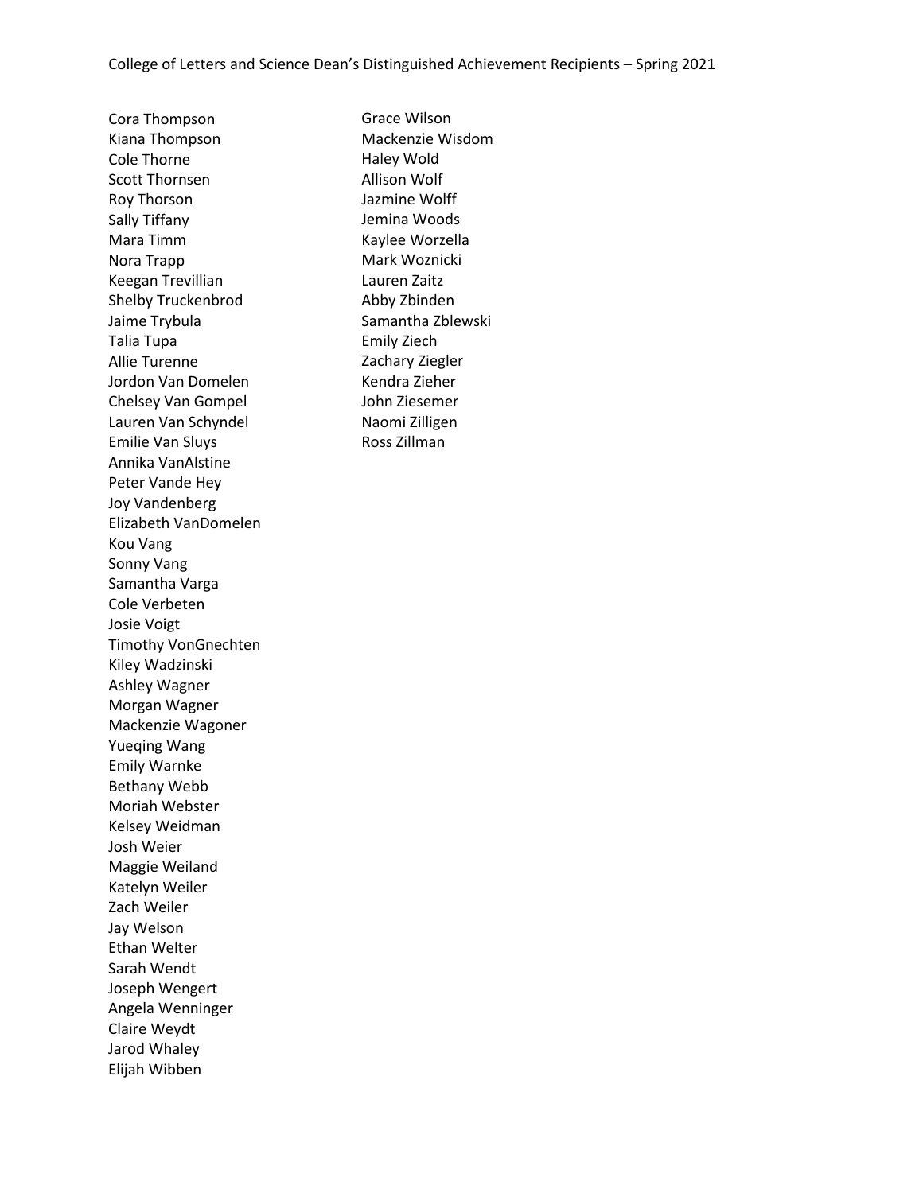Cora Thompson
Kiana Thompson
Cole Thorne
Scott Thornsen
Roy Thorson
Sally Tiffany
Mara Timm
Nora Trapp
Keegan Trevillian
Shelby Truckenbrod
Jaime Trybula
Talia Tupa
Allie Turenne
Jordon Van Domelen
Chelsey Van Gompel
Lauren Van Schyndel
Emilie Van Sluys
Annika VanAlstine
Peter Vande Hey
Joy Vandenberg
Elizabeth VanDomelen
Kou Vang
Sonny Vang
Samantha Varga
Cole Verbeten
Josie Voigt
Timothy VonGnechten
Kiley Wadzinski
Ashley Wagner
Morgan Wagner
Mackenzie Wagoner
Yueqing Wang
Emily Warnke
Bethany Webb
Moriah Webster
Kelsey Weidman
Josh Weier
Maggie Weiland
Katelyn Weiler
Zach Weiler
Jay Welson
Ethan Welter
Sarah Wendt
Joseph Wengert
Angela Wenninger
Claire Weydt
Jarod Whaley
Elijah Wibben
Grace Wilson
Mackenzie Wisdom
Haley Wold
Allison Wolf
Jazmine Wolff
Jemina Woods
Kaylee Worzella
Mark Woznicki
Lauren Zaitz
Abby Zbinden
Samantha Zblewski
Emily Ziech
Zachary Ziegler
Kendra Zieher
John Ziesemer
Naomi Zilligen
Ross Zillman